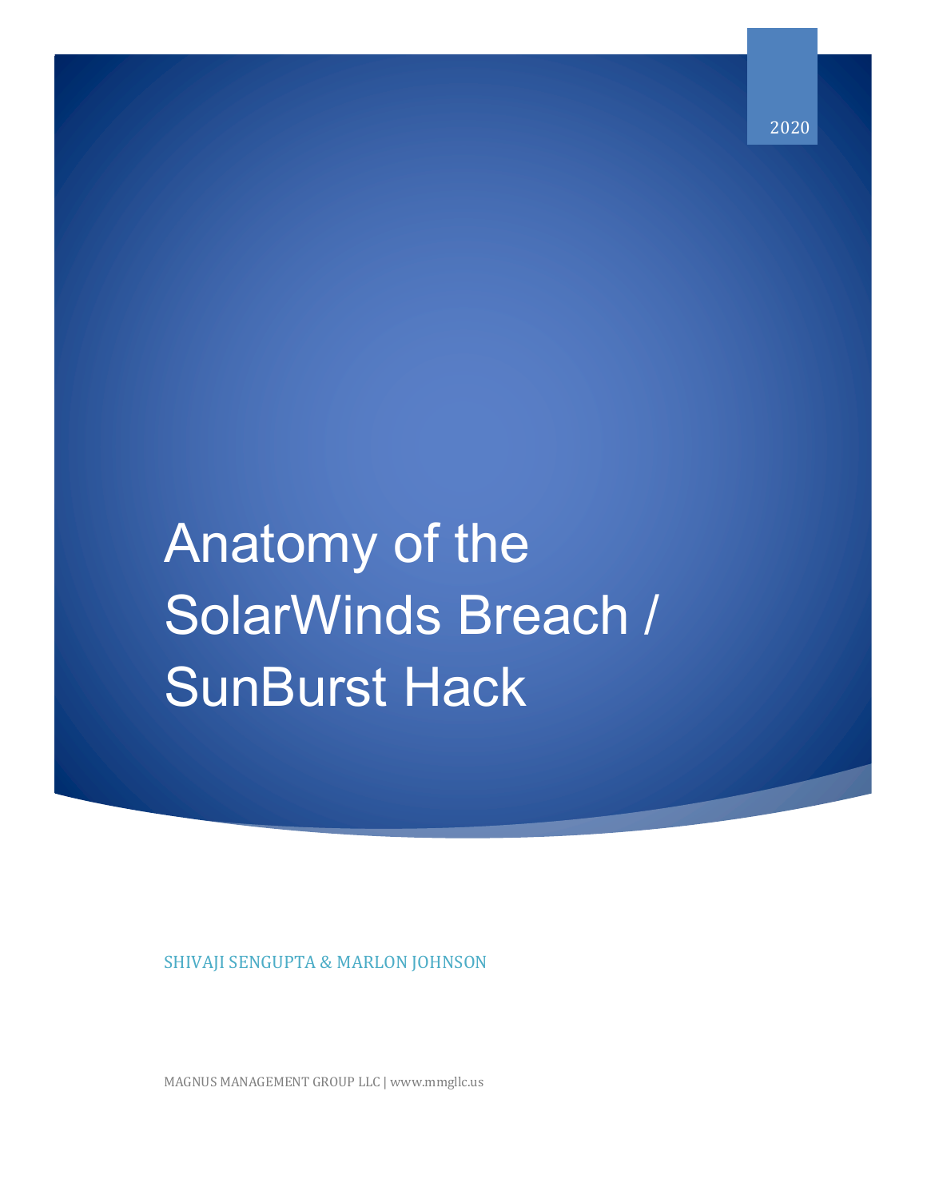2020

# Anatomy of the SolarWinds Breach / SunBurst Hack

SHIVAJI SENGUPTA & MARLON JOHNSON

MAGNUS MANAGEMENT GROUP LLC | www.mmgllc.us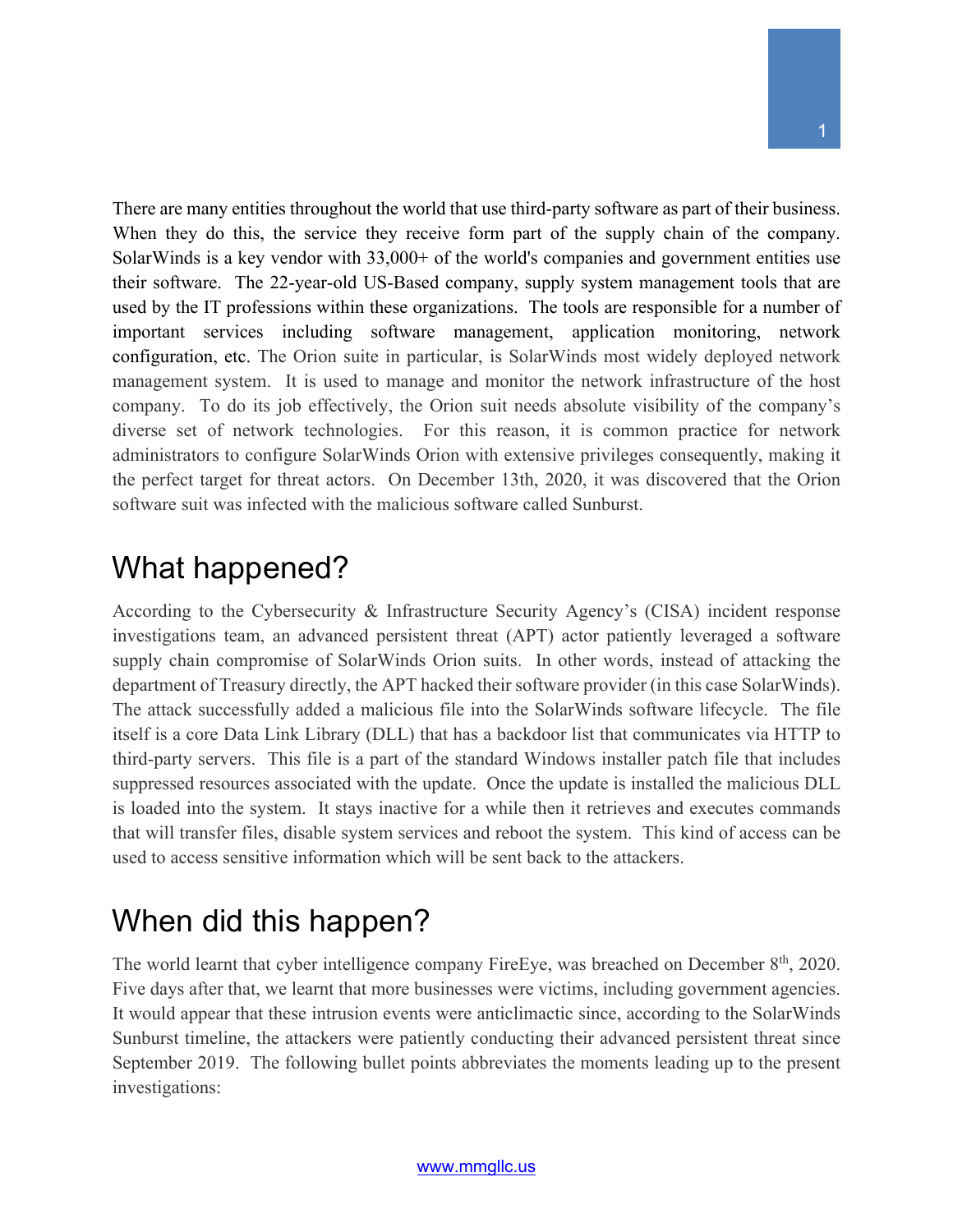There are many entities throughout the world that use third-party software as part of their business. When they do this, the service they receive form part of the supply chain of the company. SolarWinds is a key vendor with 33,000+ of the world's companies and government entities use their software. The 22-year-old US-Based company, supply system management tools that are used by the IT professions within these organizations. The tools are responsible for a number of important services including software management, application monitoring, network configuration, etc. The Orion suite in particular, is SolarWinds most widely deployed network management system. It is used to manage and monitor the network infrastructure of the host company. To do its job effectively, the Orion suit needs absolute visibility of the company's diverse set of network technologies. For this reason, it is common practice for network administrators to configure SolarWinds Orion with extensive privileges consequently, making it the perfect target for threat actors. On December 13th, 2020, it was discovered that the Orion software suit was infected with the malicious software called Sunburst.

# What happened?

According to the Cybersecurity & Infrastructure Security Agency's (CISA) incident response investigations team, an advanced persistent threat (APT) actor patiently leveraged a software supply chain compromise of SolarWinds Orion suits. In other words, instead of attacking the department of Treasury directly, the APT hacked their software provider (in this case SolarWinds). The attack successfully added a malicious file into the SolarWinds software lifecycle. The file itself is a core Data Link Library (DLL) that has a backdoor list that communicates via HTTP to third-party servers. This file is a part of the standard Windows installer patch file that includes suppressed resources associated with the update. Once the update is installed the malicious DLL is loaded into the system. It stays inactive for a while then it retrieves and executes commands that will transfer files, disable system services and reboot the system. This kind of access can be used to access sensitive information which will be sent back to the attackers.

# When did this happen?

The world learnt that cyber intelligence company FireEye, was breached on December 8th, 2020. Five days after that, we learnt that more businesses were victims, including government agencies. It would appear that these intrusion events were anticlimactic since, according to the SolarWinds Sunburst timeline, the attackers were patiently conducting their advanced persistent threat since September 2019. The following bullet points abbreviates the moments leading up to the present investigations: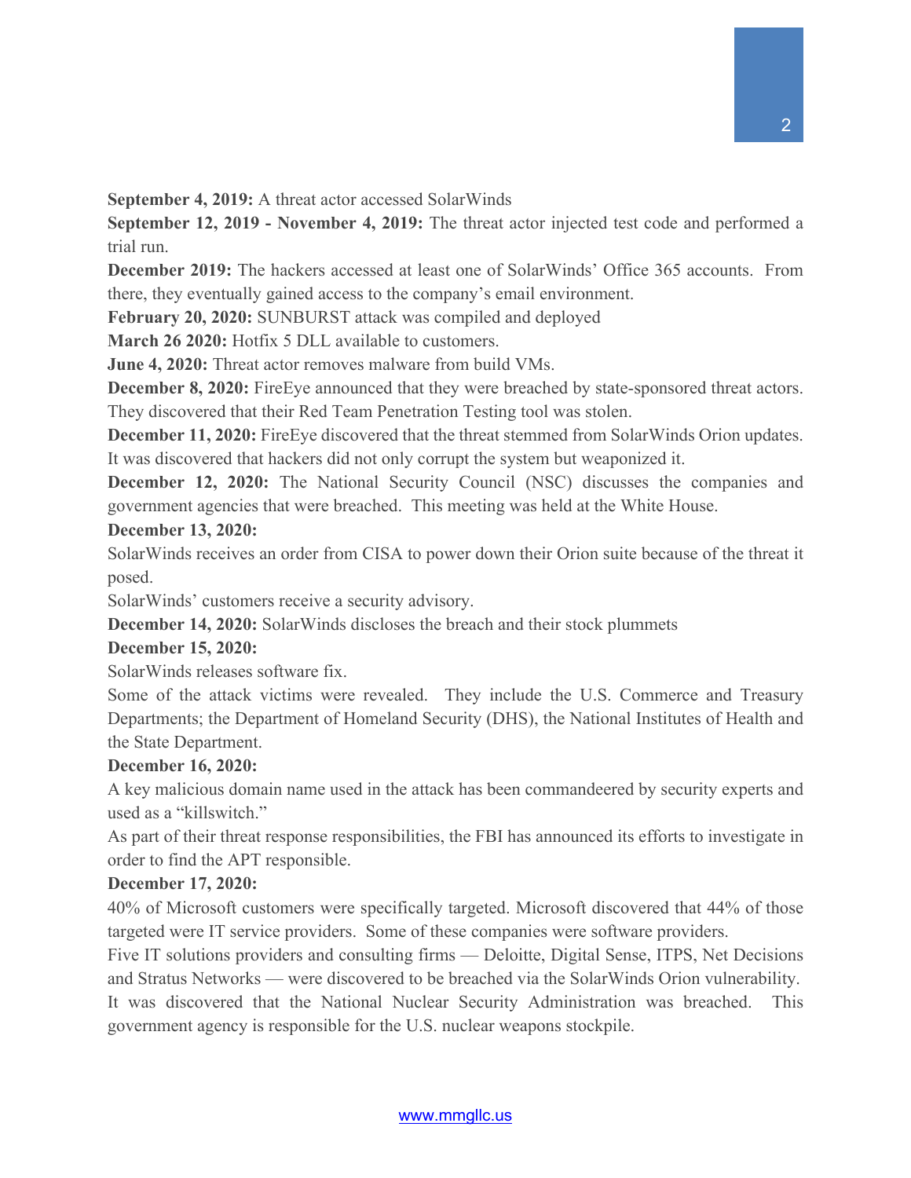**September 4, 2019:** A threat actor accessed SolarWinds

**September 12, 2019 - November 4, 2019:** The threat actor injected test code and performed a trial run.

**December 2019:** The hackers accessed at least one of SolarWinds' Office 365 accounts. From there, they eventually gained access to the company's email environment.

**February 20, 2020:** SUNBURST attack was compiled and deployed

**March 26 2020:** Hotfix 5 DLL available to customers.

**June 4, 2020:** Threat actor removes malware from build VMs.

**December 8, 2020:** FireEye announced that they were breached by state-sponsored threat actors. They discovered that their Red Team Penetration Testing tool was stolen.

**December 11, 2020:** FireEye discovered that the threat stemmed from SolarWinds Orion updates. It was discovered that hackers did not only corrupt the system but weaponized it.

**December 12, 2020:** The National Security Council (NSC) discusses the companies and government agencies that were breached. This meeting was held at the White House.

**December 13, 2020:**

SolarWinds receives an order from CISA to power down their Orion suite because of the threat it posed.

SolarWinds' customers receive a security advisory.

**December 14, 2020:** SolarWinds discloses the breach and their stock plummets

**December 15, 2020:**

SolarWinds releases software fix.

Some of the attack victims were revealed. They include the U.S. Commerce and Treasury Departments; the Department of Homeland Security (DHS), the National Institutes of Health and the State Department.

**December 16, 2020:**

A key malicious domain name used in the attack has been commandeered by security experts and used as a "killswitch."

As part of their threat response responsibilities, the FBI has announced its efforts to investigate in order to find the APT responsible.

**December 17, 2020:**

40% of Microsoft customers were specifically targeted. Microsoft discovered that 44% of those targeted were IT service providers. Some of these companies were software providers.

Five IT solutions providers and consulting firms — Deloitte, Digital Sense, ITPS, Net Decisions and Stratus Networks — were discovered to be breached via the SolarWinds Orion vulnerability.

It was discovered that the National Nuclear Security Administration was breached. This government agency is responsible for the U.S. nuclear weapons stockpile.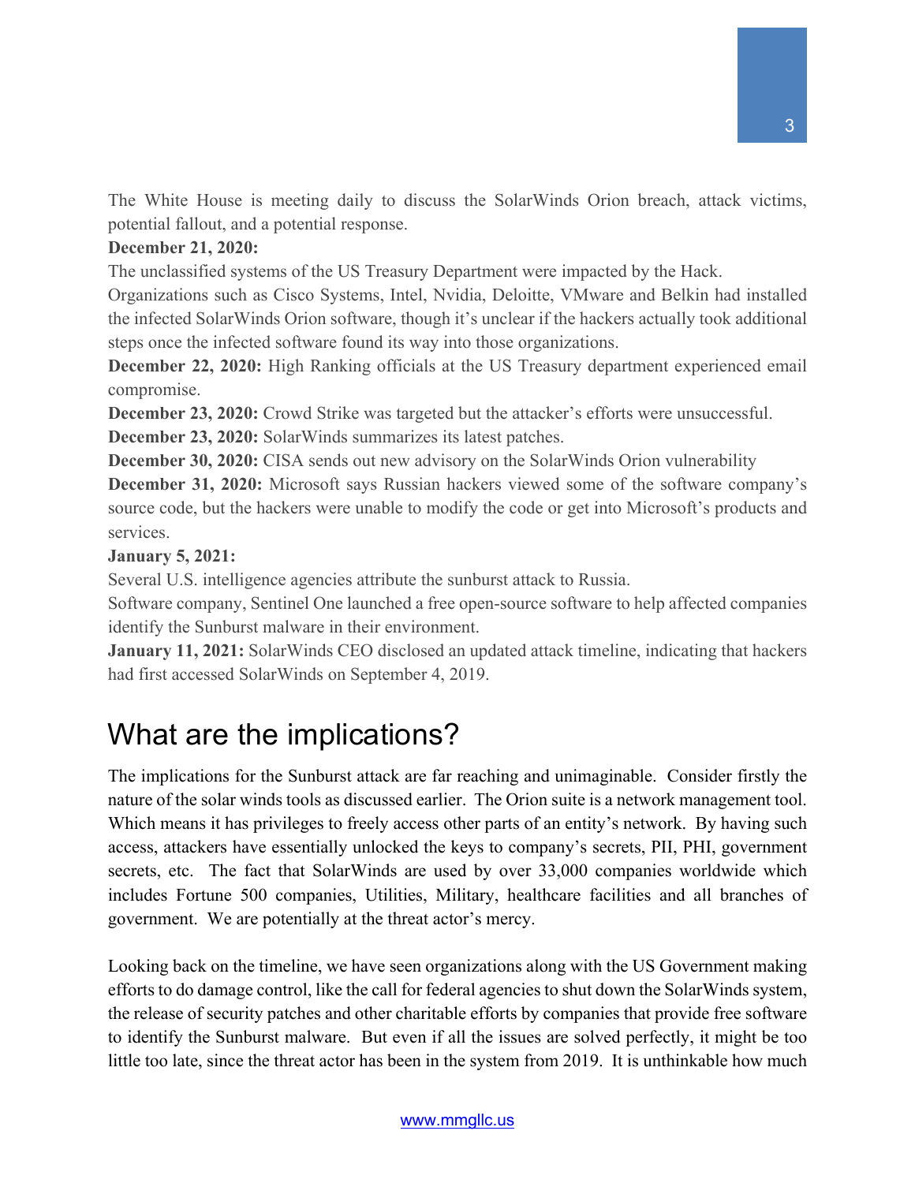The White House is meeting daily to discuss the SolarWinds Orion breach, attack victims, potential fallout, and a potential response.

**December 21, 2020:**

The unclassified systems of the US Treasury Department were impacted by the Hack.

Organizations such as Cisco Systems, Intel, Nvidia, Deloitte, VMware and Belkin had installed the infected SolarWinds Orion software, though it's unclear if the hackers actually took additional steps once the infected software found its way into those organizations.

**December 22, 2020:** High Ranking officials at the US Treasury department experienced email compromise.

**December 23, 2020:** Crowd Strike was targeted but the attacker's efforts were unsuccessful.

**December 23, 2020:** SolarWinds summarizes its latest patches.

**December 30, 2020:** CISA sends out new advisory on the SolarWinds Orion vulnerability

**December 31, 2020:** Microsoft says Russian hackers viewed some of the software company's source code, but the hackers were unable to modify the code or get into Microsoft's products and services.

**January 5, 2021:**

Several U.S. intelligence agencies attribute the sunburst attack to Russia.

Software company, Sentinel One launched a free open-source software to help affected companies identify the Sunburst malware in their environment.

**January 11, 2021:** SolarWinds CEO disclosed an updated attack timeline, indicating that hackers had first accessed SolarWinds on September 4, 2019.

# What are the implications?

The implications for the Sunburst attack are far reaching and unimaginable. Consider firstly the nature of the solar winds tools as discussed earlier. The Orion suite is a network management tool. Which means it has privileges to freely access other parts of an entity's network. By having such access, attackers have essentially unlocked the keys to company's secrets, PII, PHI, government secrets, etc. The fact that SolarWinds are used by over 33,000 companies worldwide which includes Fortune 500 companies, Utilities, Military, healthcare facilities and all branches of government. We are potentially at the threat actor's mercy.

Looking back on the timeline, we have seen organizations along with the US Government making efforts to do damage control, like the call for federal agencies to shut down the SolarWinds system, the release of security patches and other charitable efforts by companies that provide free software to identify the Sunburst malware. But even if all the issues are solved perfectly, it might be too little too late, since the threat actor has been in the system from 2019. It is unthinkable how much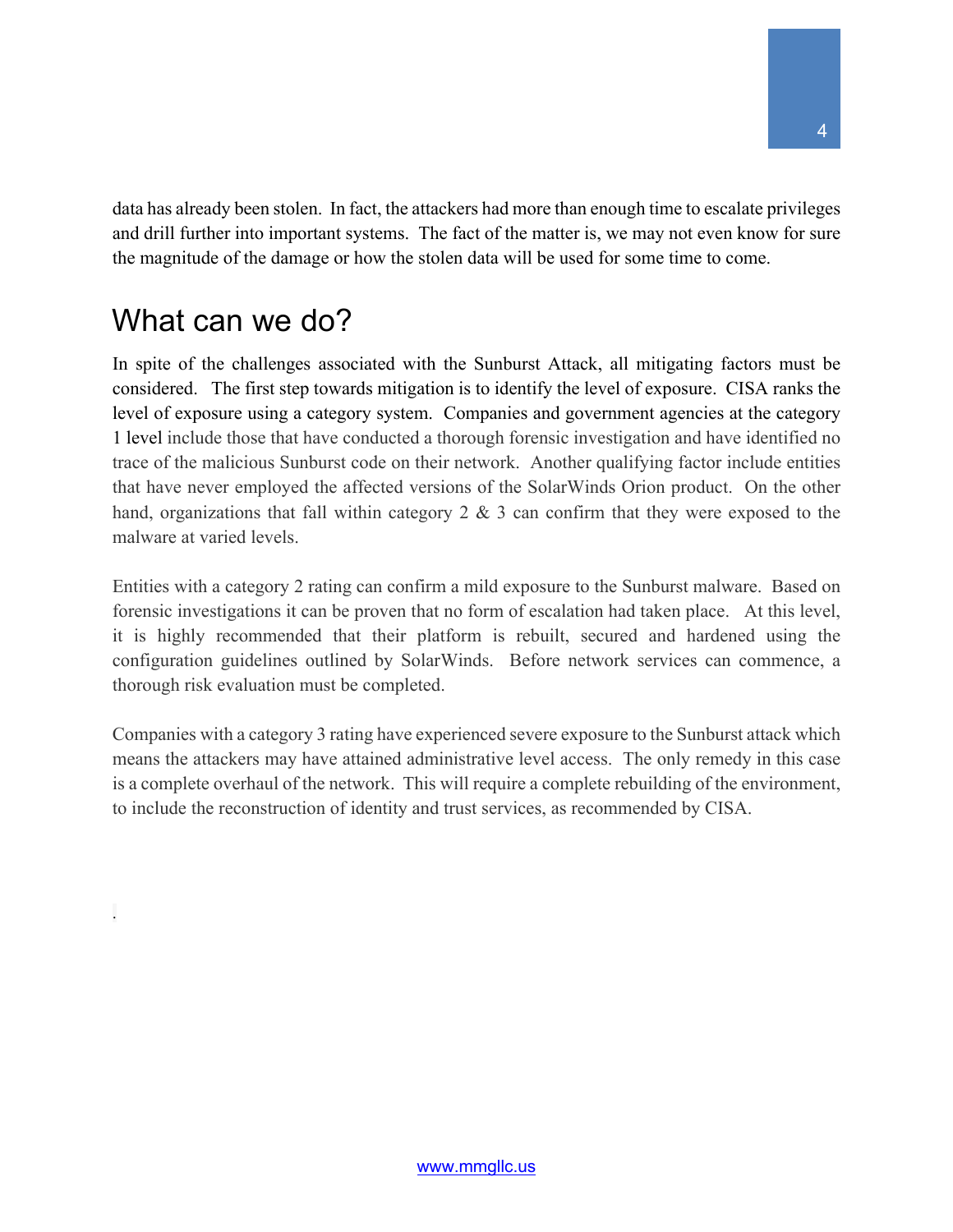data has already been stolen. In fact, the attackers had more than enough time to escalate privileges and drill further into important systems. The fact of the matter is, we may not even know for sure the magnitude of the damage or how the stolen data will be used for some time to come.

## What can we do?

In spite of the challenges associated with the Sunburst Attack, all mitigating factors must be considered. The first step towards mitigation is to identify the level of exposure. CISA ranks the level of exposure using a category system. Companies and government agencies at the category 1 level include those that have conducted a thorough forensic investigation and have identified no trace of the malicious Sunburst code on their network. Another qualifying factor include entities that have never employed the affected versions of the SolarWinds Orion product. On the other hand, organizations that fall within category 2 & 3 can confirm that they were exposed to the malware at varied levels.

Entities with a category 2 rating can confirm a mild exposure to the Sunburst malware. Based on forensic investigations it can be proven that no form of escalation had taken place. At this level, it is highly recommended that their platform is rebuilt, secured and hardened using the configuration guidelines outlined by SolarWinds. Before network services can commence, a thorough risk evaluation must be completed.

Companies with a category 3 rating have experienced severe exposure to the Sunburst attack which means the attackers may have attained administrative level access. The only remedy in this case is a complete overhaul of the network. This will require a complete rebuilding of the environment, to include the reconstruction of identity and trust services, as recommended by CISA.